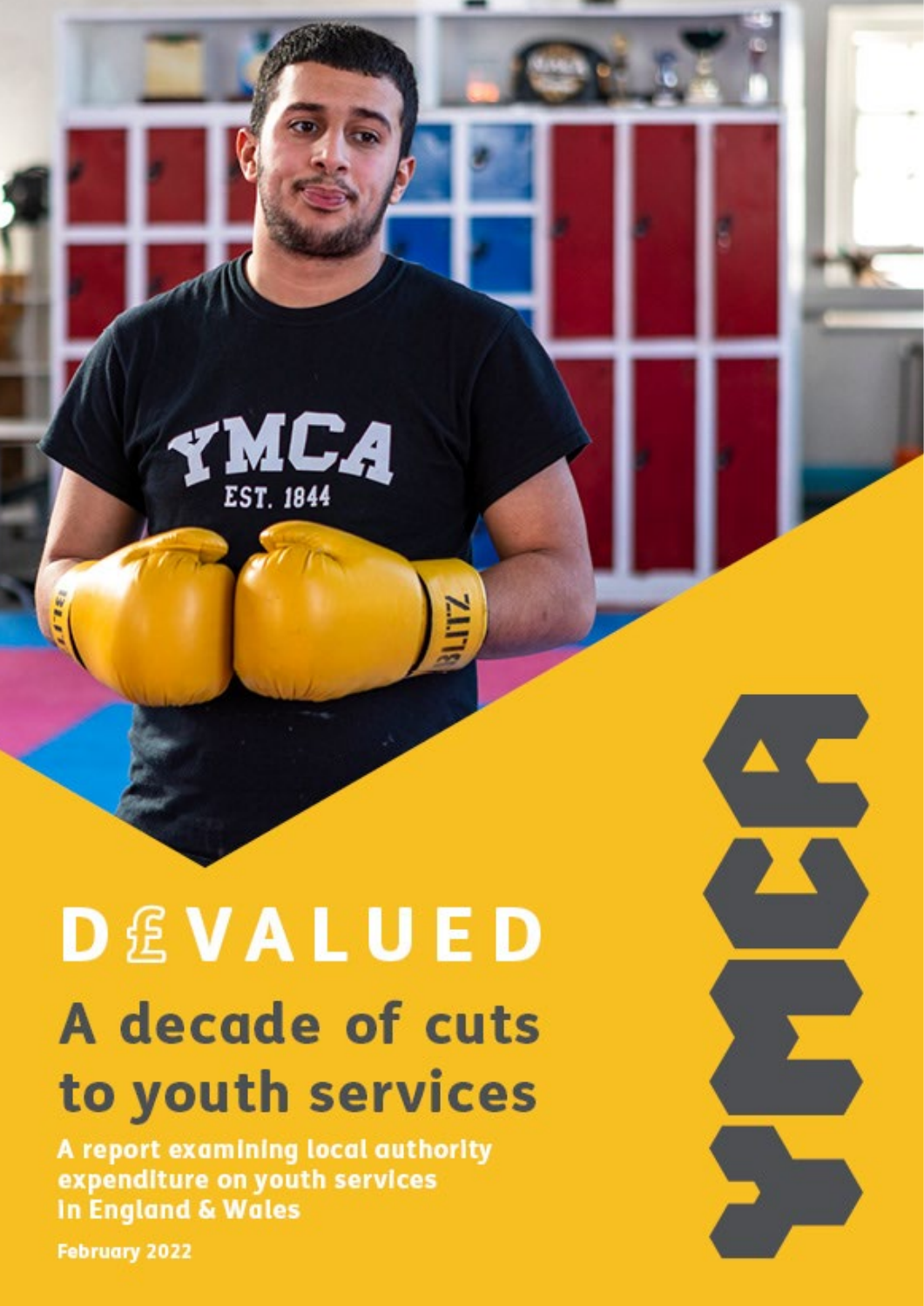# D£VALUED

## A decade of cuts to youth services

**A report examining local authority expenditure on youth services in England & Wales**

**February 2022**

YMCA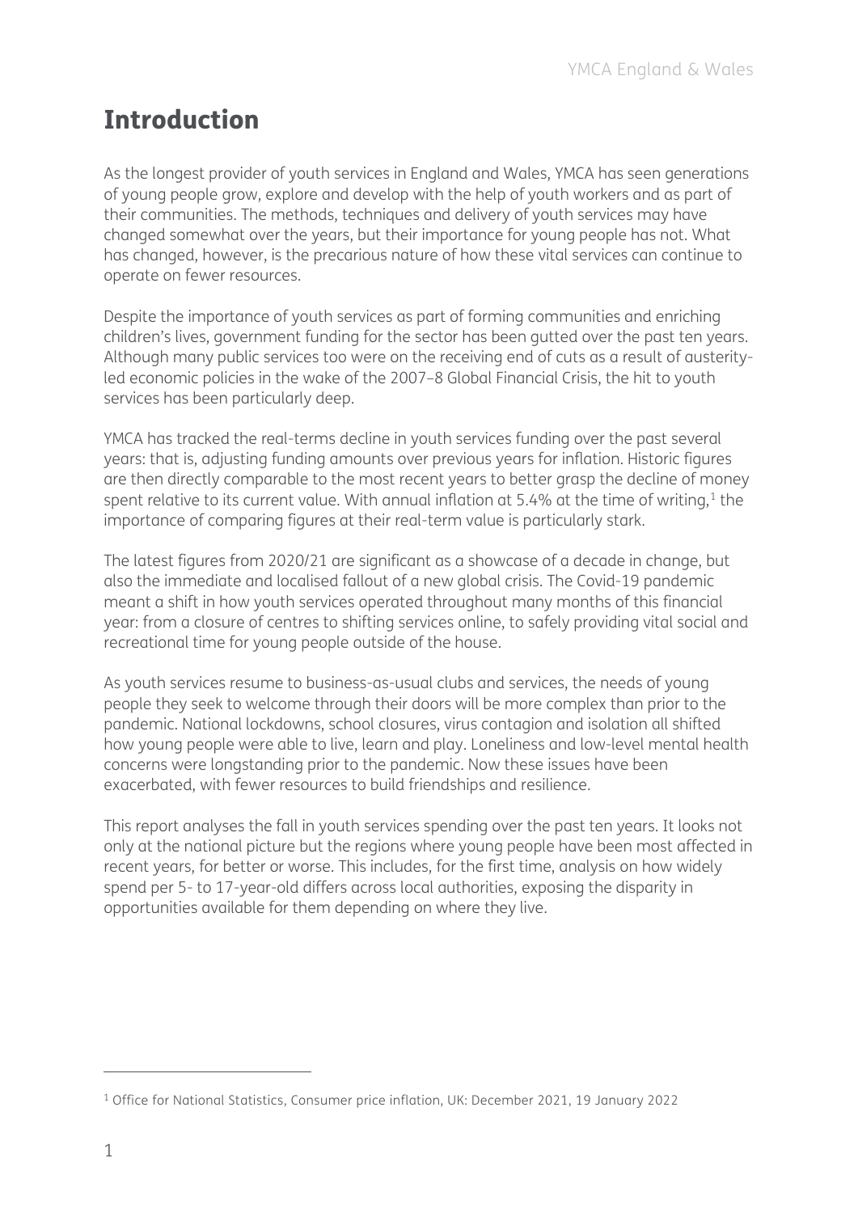# Introduction

As the longest provider of youth services in England and Wales, YMCA has seen generations of young people grow, explore and develop with the help of youth workers and as part of their communities. The methods, techniques and delivery of youth services may have changed somewhat over the years, but their importance for young people has not. What has changed, however, is the precarious nature of how these vital services can continue to operate on fewer resources.

Despite the importance of youth services as part of forming communities and enriching children's lives, government funding for the sector has been gutted over the past ten years. Although many public services too were on the receiving end of cuts as a result of austerity-led economic policies in the wake of the 2007–8 Global Financial Crisis, the hit to youth services has been particularly deep.

YMCA has tracked the real-terms decline in youth services funding over the past several years: that is, adjusting funding amounts over previous years for inflation. Historic figures are then directly comparable to the most recent years to better grasp the decline of money spent relative to its current value. With annual inflation at 5.4% at the time of writing,[1] the importance of comparing figures at their real-term value is particularly stark.

The latest figures from 2020/21 are significant as a showcase of a decade in change, but also the immediate and localised fallout of a new global crisis. The Covid-19 pandemic meant a shift in how youth services operated throughout many months of this financial year: from a closure of centres to shifting services online, to safely providing vital social and recreational time for young people outside of the house.

As youth services resume to business-as-usual clubs and services, the needs of young people they seek to welcome through their doors will be more complex than prior to the pandemic. National lockdowns, school closures, virus contagion and isolation all shifted how young people were able to live, learn and play. Loneliness and low-level mental health concerns were longstanding prior to the pandemic. Now these issues have been exacerbated, with fewer resources to build friendships and resilience.

This report analyses the fall in youth services spending over the past ten years. It looks not only at the national picture but the regions where young people have been most affected in recent years, for better or worse. This includes, for the first time, analysis on how widely spend per 5- to 17-year-old differs across local authorities, exposing the disparity in opportunities available for them depending on where they live.

---

[1] Office for National Statistics, Consumer price inflation, UK: December 2021, 19 January 2022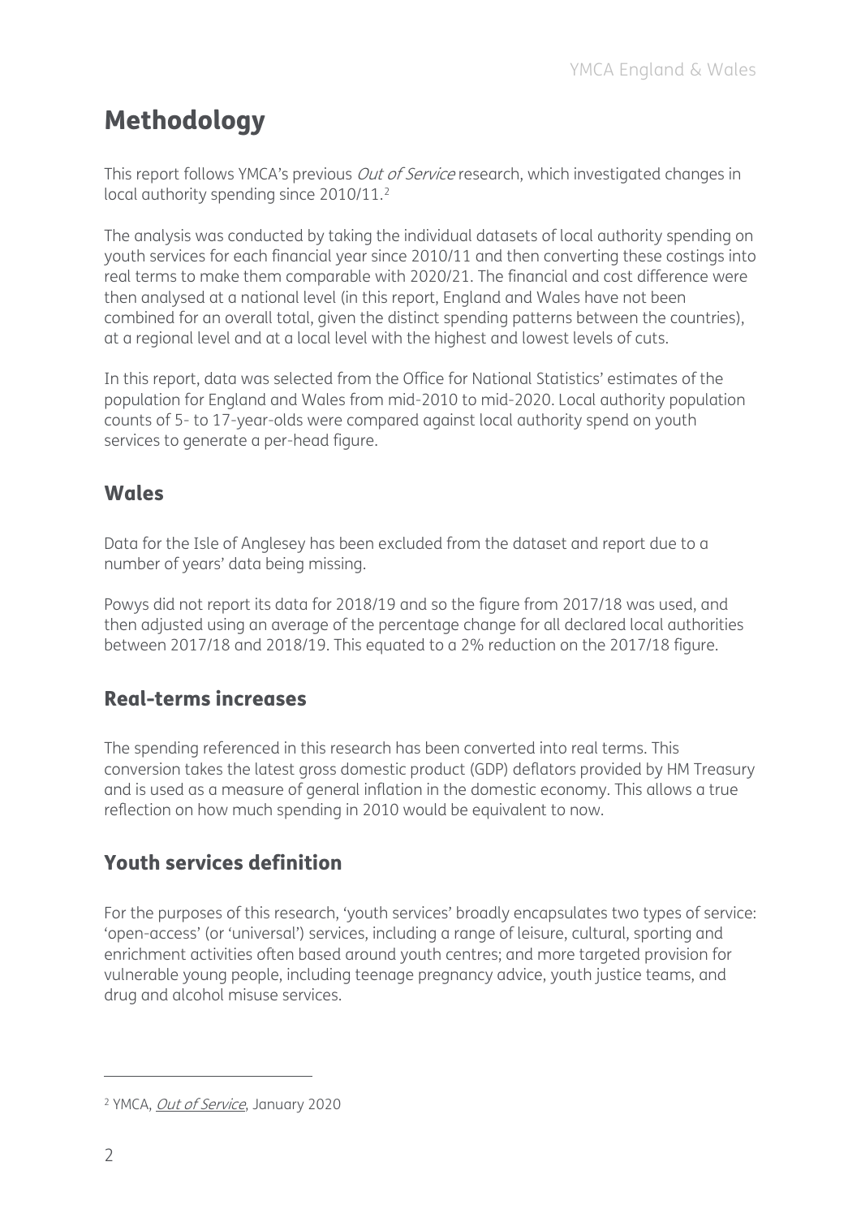# Methodology

This report follows YMCA's previous *Out of Service* research, which investigated changes in local authority spending since 2010/11.[2]

The analysis was conducted by taking the individual datasets of local authority spending on youth services for each financial year since 2010/11 and then converting these costings into real terms to make them comparable with 2020/21. The financial and cost difference were then analysed at a national level (in this report, England and Wales have not been combined for an overall total, given the distinct spending patterns between the countries), at a regional level and at a local level with the highest and lowest levels of cuts.

In this report, data was selected from the Office for National Statistics' estimates of the population for England and Wales from mid-2010 to mid-2020. Local authority population counts of 5- to 17-year-olds were compared against local authority spend on youth services to generate a per-head figure.

## Wales

Data for the Isle of Anglesey has been excluded from the dataset and report due to a number of years' data being missing.

Powys did not report its data for 2018/19 and so the figure from 2017/18 was used, and then adjusted using an average of the percentage change for all declared local authorities between 2017/18 and 2018/19. This equated to a 2% reduction on the 2017/18 figure.

## Real-terms increases

The spending referenced in this research has been converted into real terms. This conversion takes the latest gross domestic product (GDP) deflators provided by HM Treasury and is used as a measure of general inflation in the domestic economy. This allows a true reflection on how much spending in 2010 would be equivalent to now.

## Youth services definition

For the purposes of this research, 'youth services' broadly encapsulates two types of service: 'open-access' (or 'universal') services, including a range of leisure, cultural, sporting and enrichment activities often based around youth centres; and more targeted provision for vulnerable young people, including teenage pregnancy advice, youth justice teams, and drug and alcohol misuse services.

---

[2] YMCA, *Out of Service*, January 2020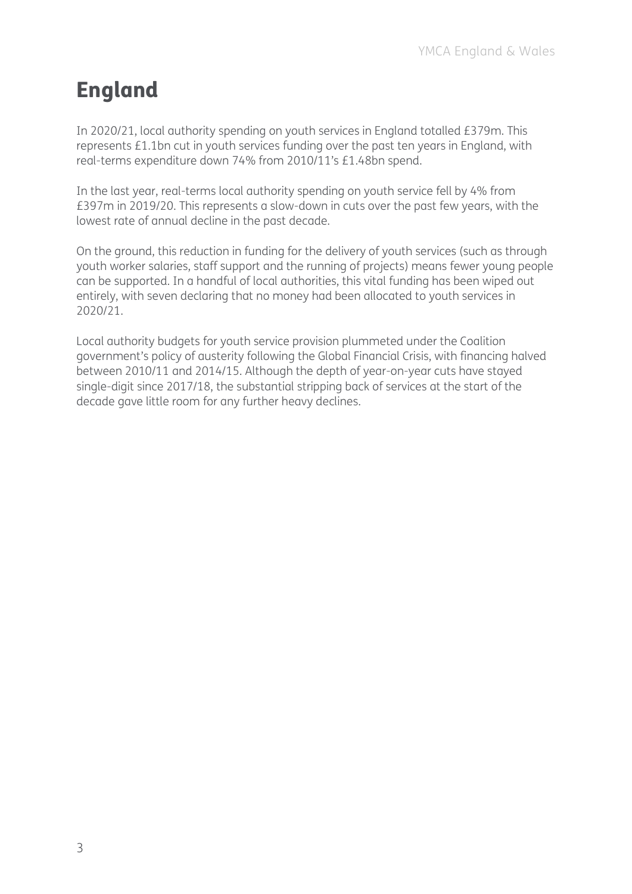# England

In 2020/21, local authority spending on youth services in England totalled £379m. This represents £1.1bn cut in youth services funding over the past ten years in England, with real-terms expenditure down 74% from 2010/11's £1.48bn spend.

In the last year, real-terms local authority spending on youth service fell by 4% from £397m in 2019/20. This represents a slow-down in cuts over the past few years, with the lowest rate of annual decline in the past decade.

On the ground, this reduction in funding for the delivery of youth services (such as through youth worker salaries, staff support and the running of projects) means fewer young people can be supported. In a handful of local authorities, this vital funding has been wiped out entirely, with seven declaring that no money had been allocated to youth services in 2020/21.

Local authority budgets for youth service provision plummeted under the Coalition government's policy of austerity following the Global Financial Crisis, with financing halved between 2010/11 and 2014/15. Although the depth of year-on-year cuts have stayed single-digit since 2017/18, the substantial stripping back of services at the start of the decade gave little room for any further heavy declines.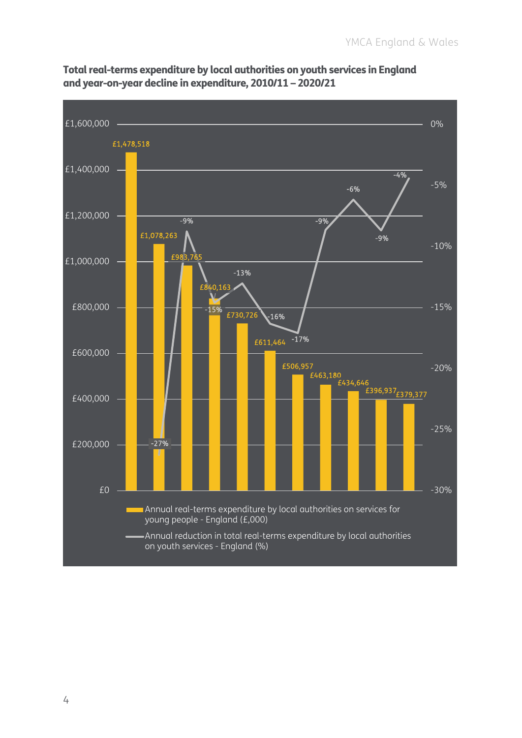**Total real-terms expenditure by local authorities on youth services in England and year-on-year decline in expenditure, 2010/11 – 2020/21**

| Year | Annual real-terms expenditure by local authorities on services for young people - England (£,000) | Annual reduction in total real-terms expenditure by local authorities on youth services - England (%) |
|---|---|---|
| 2010/11 | £1,478,518 | |
| 2011/12 | £1,078,263 | -27% |
| 2012/13 | £983,765 | -9% |
| 2013/14 | £840,163 | -15% |
| 2014/15 | £730,726 | -13% |
| 2015/16 | £611,464 | -16% |
| 2016/17 | £506,957 | -17% |
| 2017/18 | £463,180 | -9% |
| 2018/19 | £434,646 | -6% |
| 2019/20 | £396,937 | -9% |
| 2020/21 | £379,377 | -4% |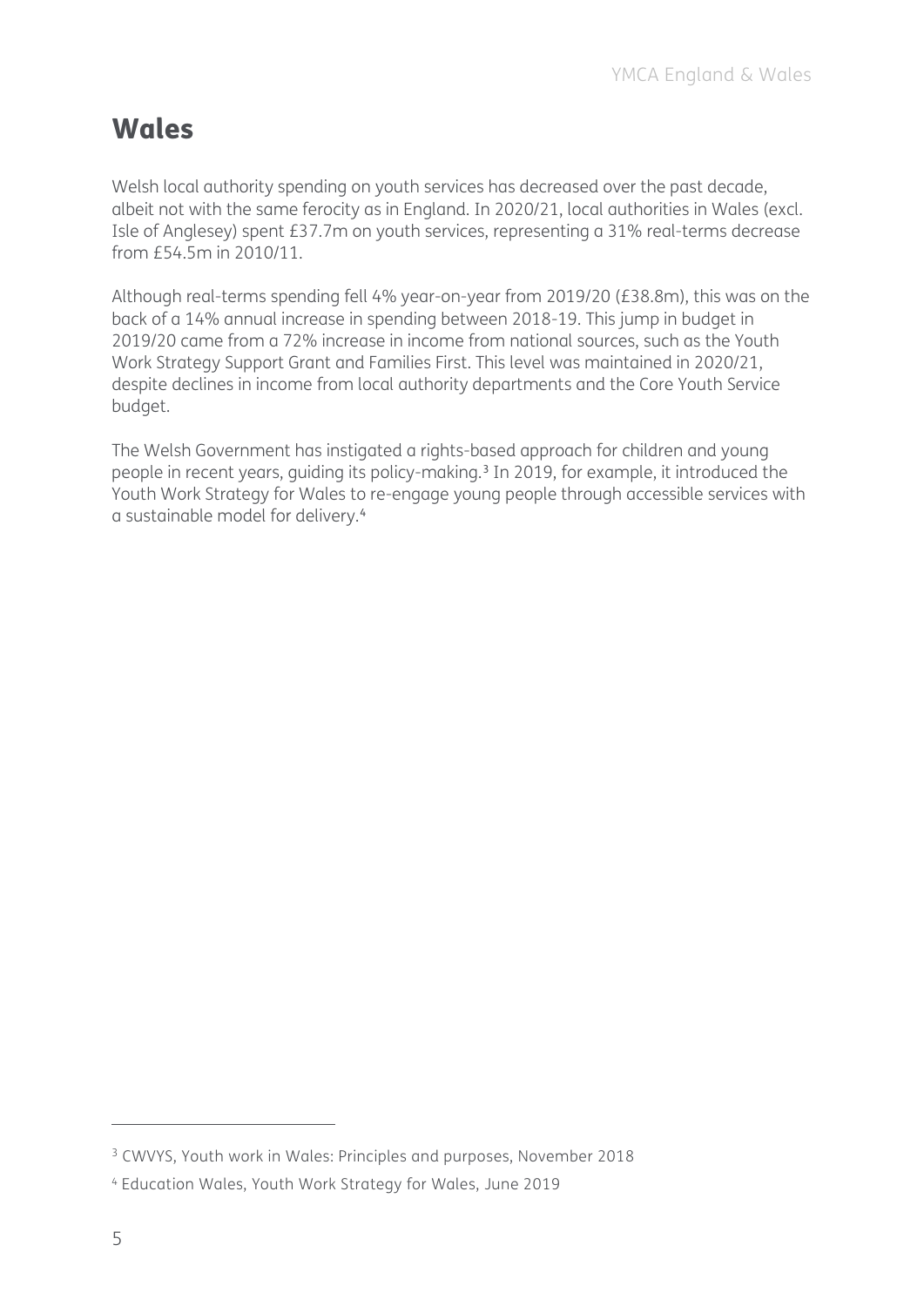# Wales

Welsh local authority spending on youth services has decreased over the past decade, albeit not with the same ferocity as in England. In 2020/21, local authorities in Wales (excl. Isle of Anglesey) spent £37.7m on youth services, representing a 31% real-terms decrease from £54.5m in 2010/11.

Although real-terms spending fell 4% year-on-year from 2019/20 (£38.8m), this was on the back of a 14% annual increase in spending between 2018-19. This jump in budget in 2019/20 came from a 72% increase in income from national sources, such as the Youth Work Strategy Support Grant and Families First. This level was maintained in 2020/21, despite declines in income from local authority departments and the Core Youth Service budget.

The Welsh Government has instigated a rights-based approach for children and young people in recent years, guiding its policy-making.[3] In 2019, for example, it introduced the Youth Work Strategy for Wales to re-engage young people through accessible services with a sustainable model for delivery.[4]

---

[3] CWVYS, Youth work in Wales: Principles and purposes, November 2018

[4] Education Wales, Youth Work Strategy for Wales, June 2019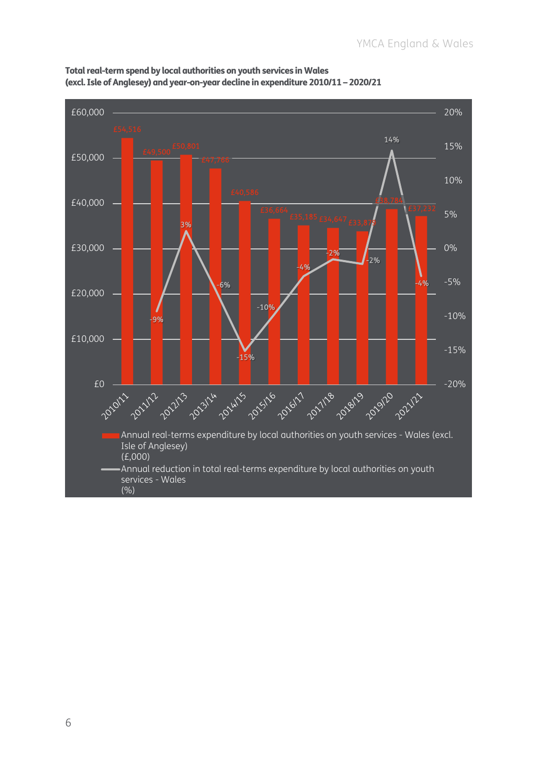**Total real-term spend by local authorities on youth services in Wales (excl. Isle of Anglesey) and year-on-year decline in expenditure 2010/11 – 2020/21**

| Year | Annual real-terms expenditure by local authorities on youth services - Wales (excl. Isle of Anglesey) (£,000) | Annual reduction in total real-terms expenditure by local authorities on youth services - Wales (%) |
|---|---|---|
| 2010/11 | £54,516 | |
| 2011/12 | £49,500 | -9% |
| 2012/13 | £50,801 | 3% |
| 2013/14 | £47,766 | -6% |
| 2014/15 | £40,586 | -15% |
| 2015/16 | £36,664 | -10% |
| 2016/17 | £35,185 | -4% |
| 2017/18 | £34,647 | -2% |
| 2018/19 | £33,879 | -2% |
| 2019/20 | £38,784 | 14% |
| 2021/21 | £37,232 | -4% |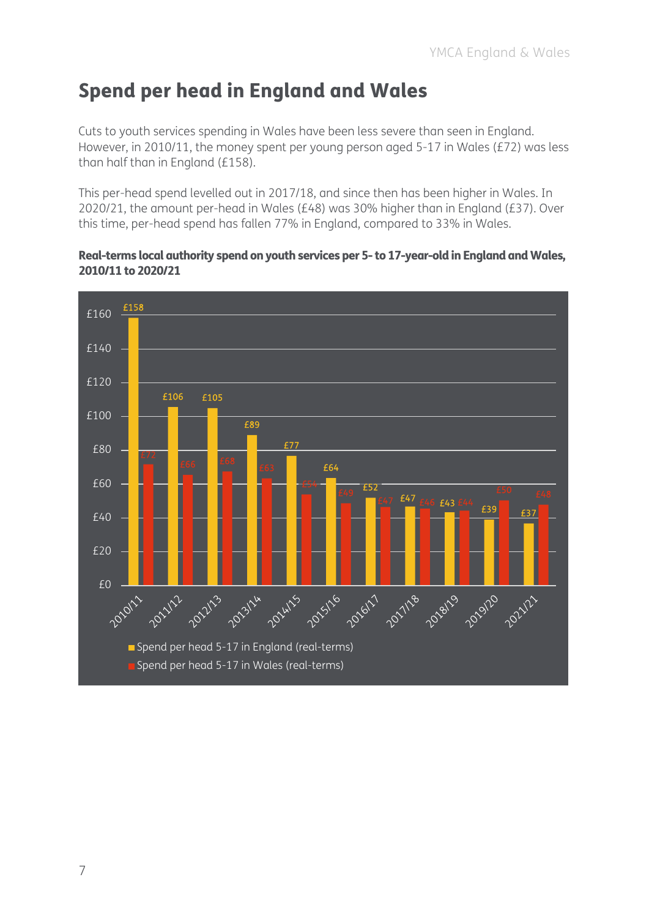## Spend per head in England and Wales

Cuts to youth services spending in Wales have been less severe than seen in England. However, in 2010/11, the money spent per young person aged 5-17 in Wales (£72) was less than half than in England (£158).

This per-head spend levelled out in 2017/18, and since then has been higher in Wales. In 2020/21, the amount per-head in Wales (£48) was 30% higher than in England (£37). Over this time, per-head spend has fallen 77% in England, compared to 33% in Wales.

**Real-terms local authority spend on youth services per 5- to 17-year-old in England and Wales, 2010/11 to 2020/21**

| Year | Spend per head 5-17 in England (real-terms) | Spend per head 5-17 in Wales (real-terms) |
|---|---|---|
| 2010/11 | £158 | £72 |
| 2011/12 | £106 | £66 |
| 2012/13 | £105 | £68 |
| 2013/14 | £89 | £63 |
| 2014/15 | £77 | £54 |
| 2015/16 | £64 | £49 |
| 2016/17 | £52 | £47 |
| 2017/18 | £47 | £46 |
| 2018/19 | £43 | £44 |
| 2019/20 | £39 | £50 |
| 2021/21 | £37 | £48 |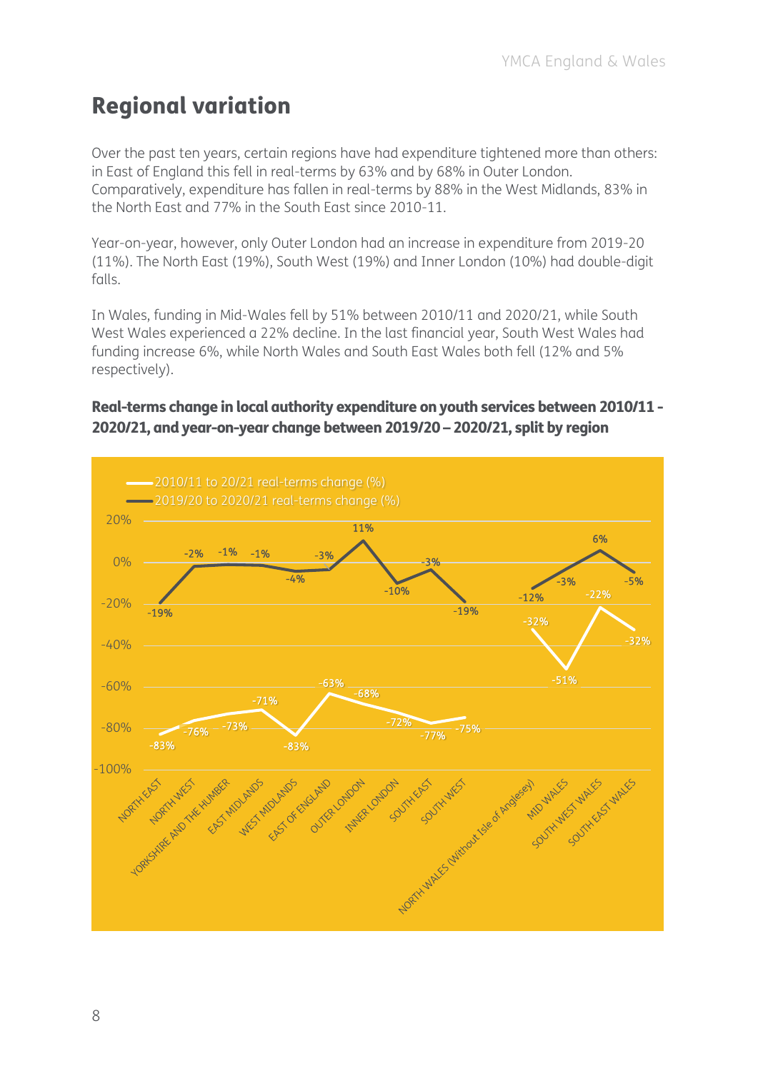## Regional variation

Over the past ten years, certain regions have had expenditure tightened more than others: in East of England this fell in real-terms by 63% and by 68% in Outer London. Comparatively, expenditure has fallen in real-terms by 88% in the West Midlands, 83% in the North East and 77% in the South East since 2010-11.

Year-on-year, however, only Outer London had an increase in expenditure from 2019-20 (11%). The North East (19%), South West (19%) and Inner London (10%) had double-digit falls.

In Wales, funding in Mid-Wales fell by 51% between 2010/11 and 2020/21, while South West Wales experienced a 22% decline. In the last financial year, South West Wales had funding increase 6%, while North Wales and South East Wales both fell (12% and 5% respectively).

**Real-terms change in local authority expenditure on youth services between 2010/11 - 2020/21, and year-on-year change between 2019/20 – 2020/21, split by region**

| Region | 2010/11 to 20/21 real-terms change (%) | 2019/20 to 2020/21 real-terms change (%) |
| --- | --- | --- |
| NORTH EAST | -83% | -19% |
| NORTH WEST | -76% | -2% |
| YORKSHIRE AND THE HUMBER | -73% | -1% |
| EAST MIDLANDS | -71% | -1% |
| WEST MIDLANDS | -83% | -4% |
| EAST OF ENGLAND | -63% | -3% |
| OUTER LONDON | -68% | 11% |
| INNER LONDON | -72% | -10% |
| SOUTH EAST | -77% | -3% |
| SOUTH WEST | -75% | -19% |
| NORTH WALES (Without Isle of Anglesey) | -32% | -12% |
| MID WALES | -51% | -3% |
| SOUTH WEST WALES | -22% | 6% |
| SOUTH EAST WALES | -32% | -5% |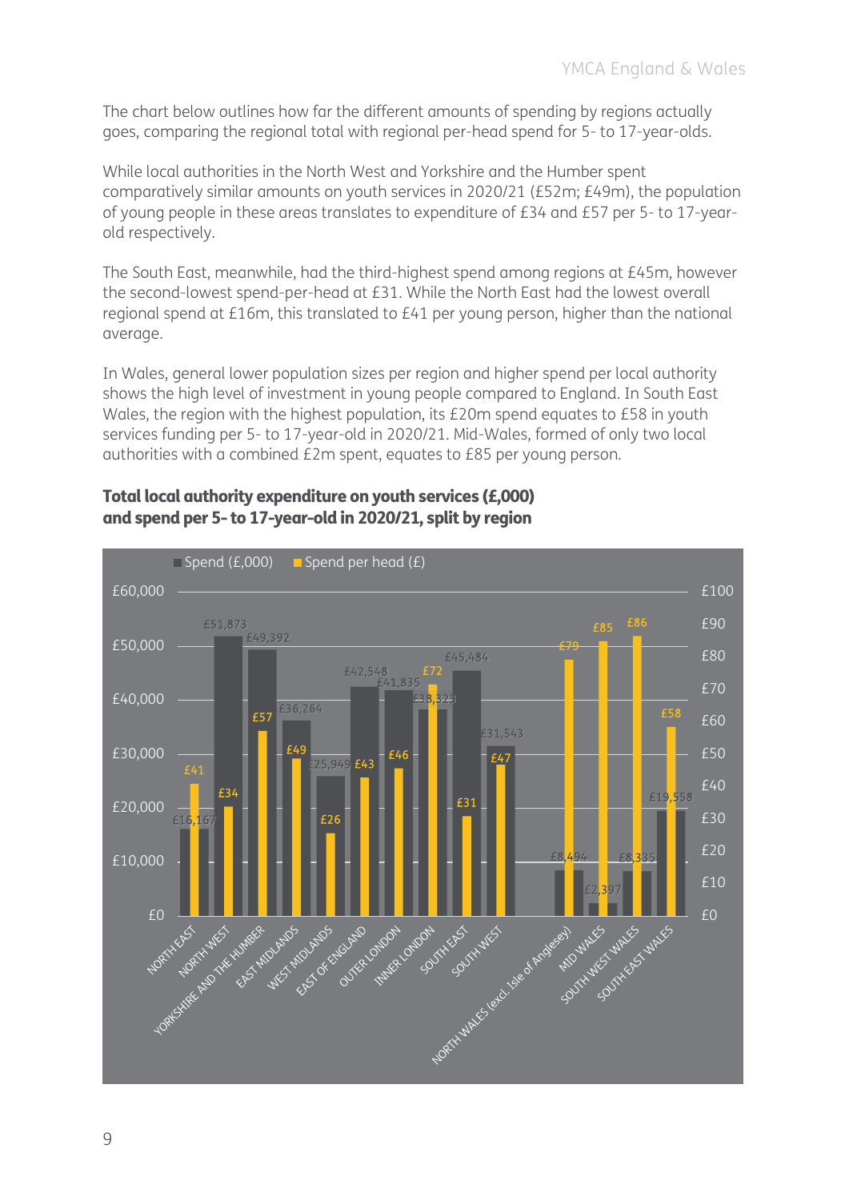The chart below outlines how far the different amounts of spending by regions actually goes, comparing the regional total with regional per-head spend for 5- to 17-year-olds.

While local authorities in the North West and Yorkshire and the Humber spent comparatively similar amounts on youth services in 2020/21 (£52m; £49m), the population of young people in these areas translates to expenditure of £34 and £57 per 5- to 17-year-old respectively.

The South East, meanwhile, had the third-highest spend among regions at £45m, however the second-lowest spend-per-head at £31. While the North East had the lowest overall regional spend at £16m, this translated to £41 per young person, higher than the national average.

In Wales, general lower population sizes per region and higher spend per local authority shows the high level of investment in young people compared to England. In South East Wales, the region with the highest population, its £20m spend equates to £58 in youth services funding per 5- to 17-year-old in 2020/21. Mid-Wales, formed of only two local authorities with a combined £2m spent, equates to £85 per young person.

**Total local authority expenditure on youth services (£,000) and spend per 5- to 17-year-old in 2020/21, split by region**

| Region | Spend (£,000) | Spend per head (£) |
|---|---|---|
| North East | £16,167 | £41 |
| North West | £51,873 | £34 |
| Yorkshire and the Humber | £49,392 | £57 |
| East Midlands | £36,264 | £49 |
| West Midlands | £25,949 | £26 |
| East of England | £42,548 | £43 |
| Outer London | £41,835 | £46 |
| Inner London | £38,323 | £72 |
| South East | £45,484 | £31 |
| South West | £31,543 | £47 |
| North Wales (excl. Isle of Anglesey) | £8,494 | £79 |
| Mid Wales | £2,397 | £85 |
| South West Wales | £8,335 | £86 |
| South East Wales | £19,558 | £58 |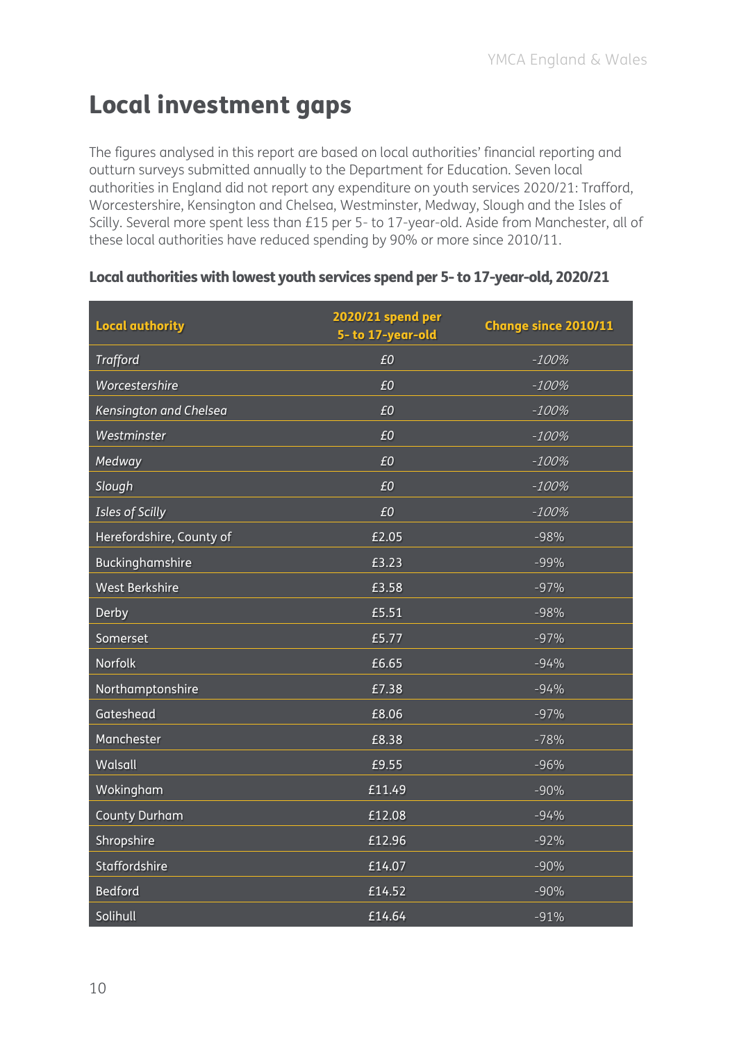# Local investment gaps

The figures analysed in this report are based on local authorities' financial reporting and outturn surveys submitted annually to the Department for Education. Seven local authorities in England did not report any expenditure on youth services 2020/21: Trafford, Worcestershire, Kensington and Chelsea, Westminster, Medway, Slough and the Isles of Scilly. Several more spent less than £15 per 5- to 17-year-old. Aside from Manchester, all of these local authorities have reduced spending by 90% or more since 2010/11.

**Local authorities with lowest youth services spend per 5- to 17-year-old, 2020/21**

| Local authority | 2020/21 spend per 5- to 17-year-old | Change since 2010/11 |
|---|---|---|
| *Trafford* | *£0* | *-100%* |
| *Worcestershire* | *£0* | *-100%* |
| *Kensington and Chelsea* | *£0* | *-100%* |
| *Westminster* | *£0* | *-100%* |
| *Medway* | *£0* | *-100%* |
| *Slough* | *£0* | *-100%* |
| *Isles of Scilly* | *£0* | *-100%* |
| Herefordshire, County of | £2.05 | -98% |
| Buckinghamshire | £3.23 | -99% |
| West Berkshire | £3.58 | -97% |
| Derby | £5.51 | -98% |
| Somerset | £5.77 | -97% |
| Norfolk | £6.65 | -94% |
| Northamptonshire | £7.38 | -94% |
| Gateshead | £8.06 | -97% |
| Manchester | £8.38 | -78% |
| Walsall | £9.55 | -96% |
| Wokingham | £11.49 | -90% |
| County Durham | £12.08 | -94% |
| Shropshire | £12.96 | -92% |
| Staffordshire | £14.07 | -90% |
| Bedford | £14.52 | -90% |
| Solihull | £14.64 | -91% |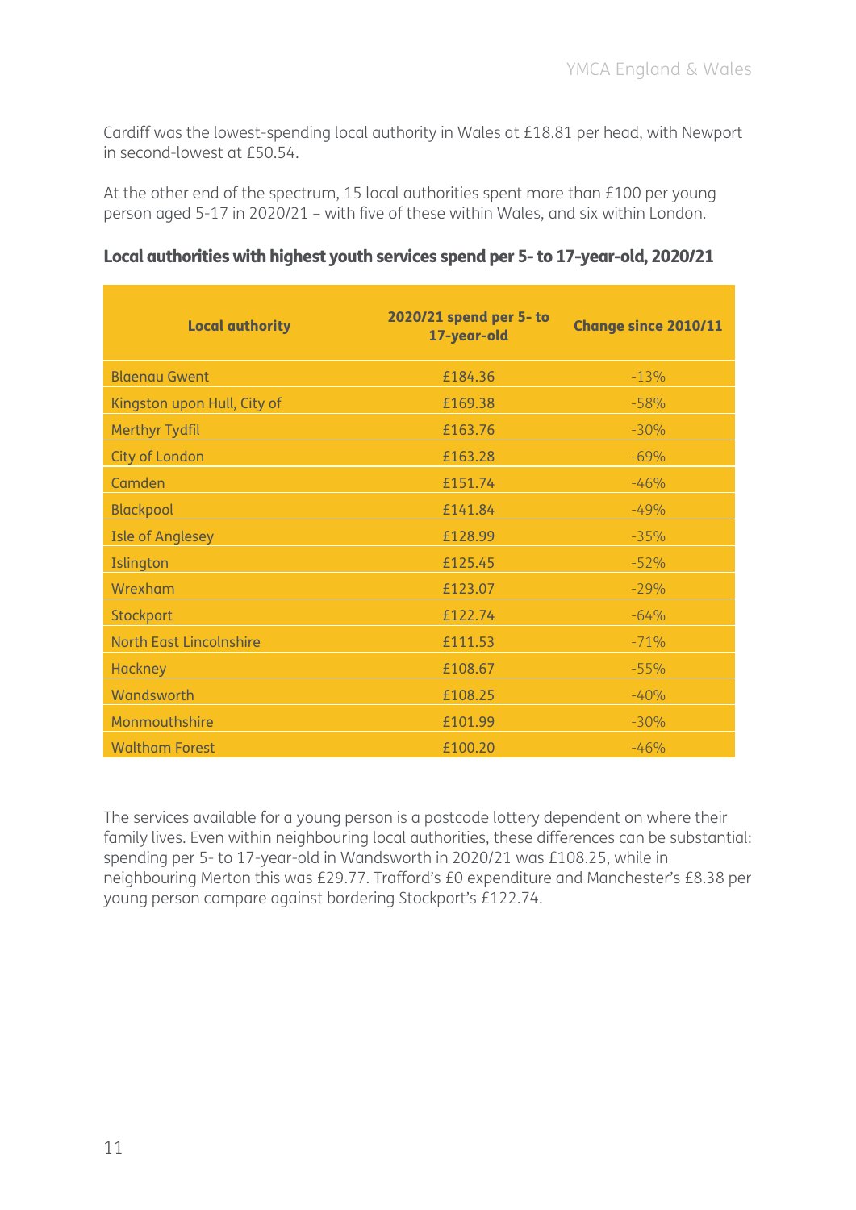Cardiff was the lowest-spending local authority in Wales at £18.81 per head, with Newport in second-lowest at £50.54.

At the other end of the spectrum, 15 local authorities spent more than £100 per young person aged 5-17 in 2020/21 – with five of these within Wales, and six within London.

### Local authorities with highest youth services spend per 5- to 17-year-old, 2020/21

| Local authority | 2020/21 spend per 5- to 17-year-old | Change since 2010/11 |
|---|---|---|
| Blaenau Gwent | £184.36 | -13% |
| Kingston upon Hull, City of | £169.38 | -58% |
| Merthyr Tydfil | £163.76 | -30% |
| City of London | £163.28 | -69% |
| Camden | £151.74 | -46% |
| Blackpool | £141.84 | -49% |
| Isle of Anglesey | £128.99 | -35% |
| Islington | £125.45 | -52% |
| Wrexham | £123.07 | -29% |
| Stockport | £122.74 | -64% |
| North East Lincolnshire | £111.53 | -71% |
| Hackney | £108.67 | -55% |
| Wandsworth | £108.25 | -40% |
| Monmouthshire | £101.99 | -30% |
| Waltham Forest | £100.20 | -46% |

The services available for a young person is a postcode lottery dependent on where their family lives. Even within neighbouring local authorities, these differences can be substantial: spending per 5- to 17-year-old in Wandsworth in 2020/21 was £108.25, while in neighbouring Merton this was £29.77. Trafford's £0 expenditure and Manchester's £8.38 per young person compare against bordering Stockport's £122.74.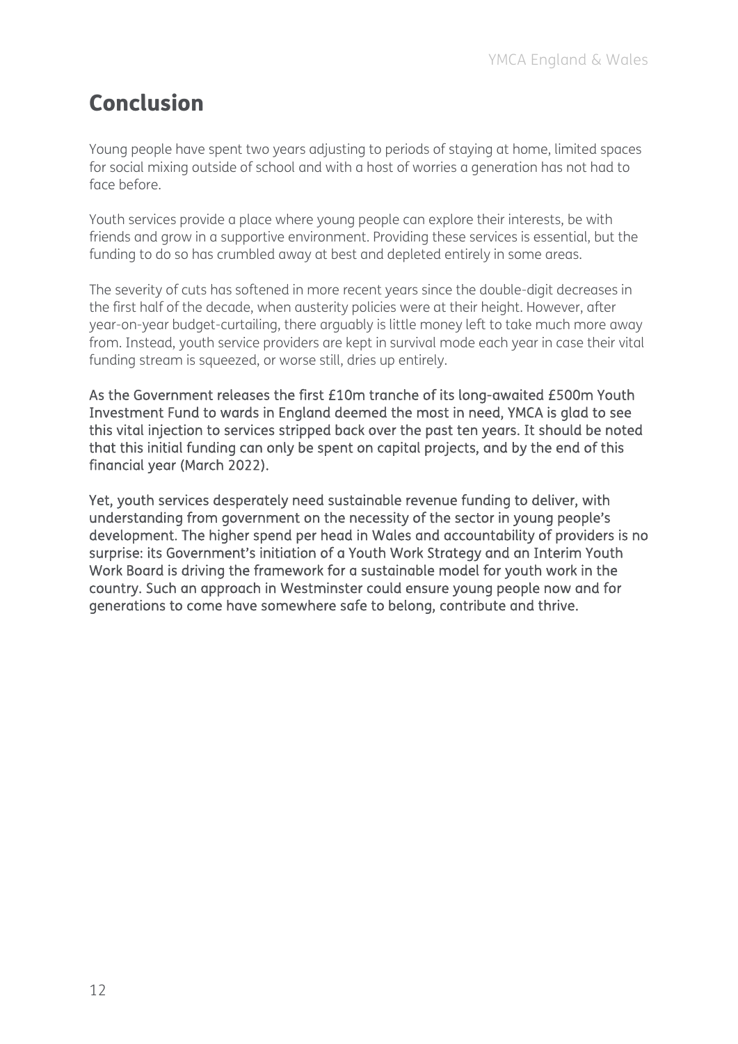# Conclusion

Young people have spent two years adjusting to periods of staying at home, limited spaces for social mixing outside of school and with a host of worries a generation has not had to face before.

Youth services provide a place where young people can explore their interests, be with friends and grow in a supportive environment. Providing these services is essential, but the funding to do so has crumbled away at best and depleted entirely in some areas.

The severity of cuts has softened in more recent years since the double-digit decreases in the first half of the decade, when austerity policies were at their height. However, after year-on-year budget-curtailing, there arguably is little money left to take much more away from. Instead, youth service providers are kept in survival mode each year in case their vital funding stream is squeezed, or worse still, dries up entirely.

**As the Government releases the first £10m tranche of its long-awaited £500m Youth Investment Fund to wards in England deemed the most in need, YMCA is glad to see this vital injection to services stripped back over the past ten years. It should be noted that this initial funding can only be spent on capital projects, and by the end of this financial year (March 2022).**

**Yet, youth services desperately need sustainable revenue funding to deliver, with understanding from government on the necessity of the sector in young people's development. The higher spend per head in Wales and accountability of providers is no surprise: its Government's initiation of a Youth Work Strategy and an Interim Youth Work Board is driving the framework for a sustainable model for youth work in the country. Such an approach in Westminster could ensure young people now and for generations to come have somewhere safe to belong, contribute and thrive.**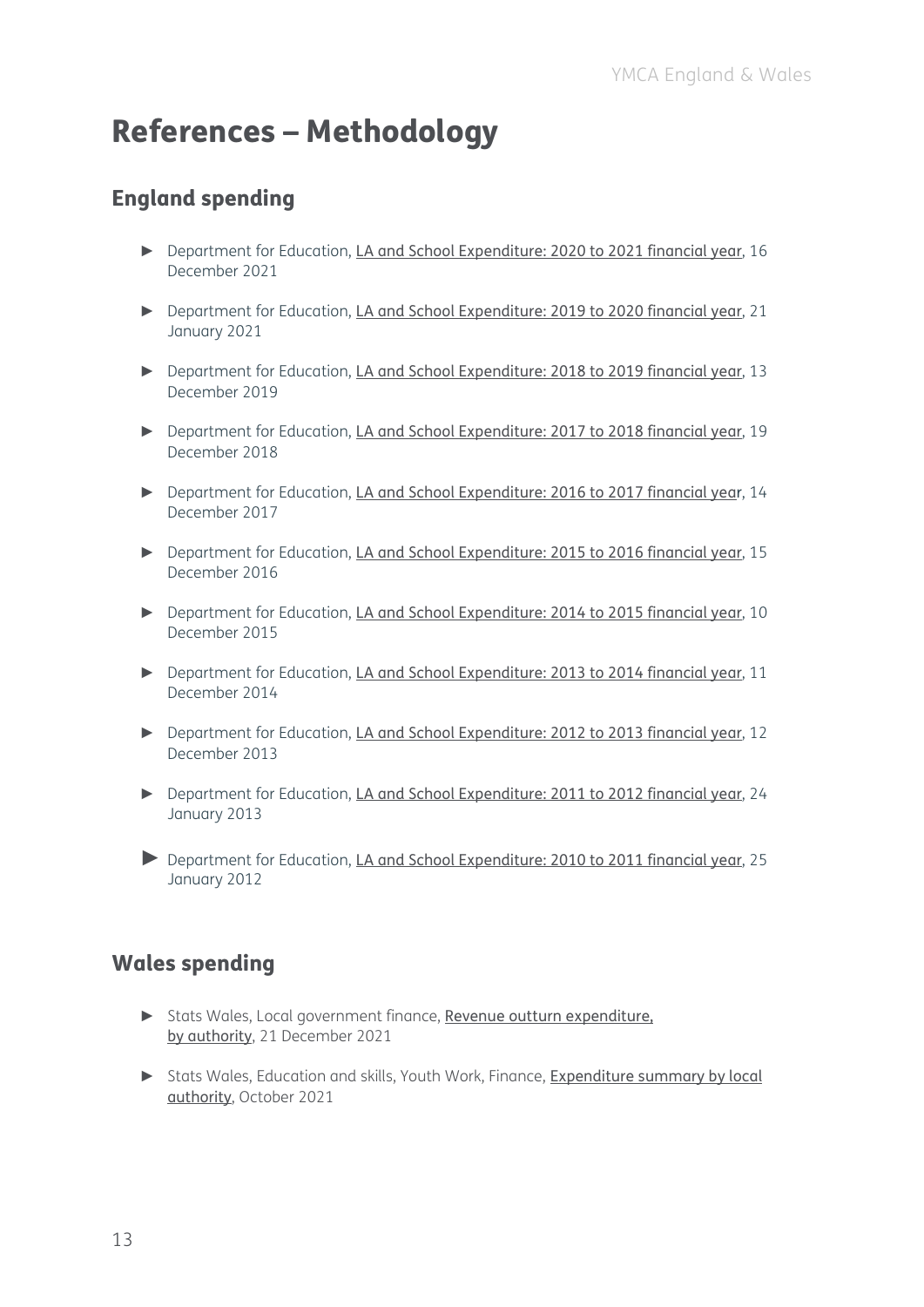# References – Methodology

## England spending

- Department for Education, LA and School Expenditure: 2020 to 2021 financial year, 16 December 2021
- Department for Education, LA and School Expenditure: 2019 to 2020 financial year, 21 January 2021
- Department for Education, LA and School Expenditure: 2018 to 2019 financial year, 13 December 2019
- Department for Education, LA and School Expenditure: 2017 to 2018 financial year, 19 December 2018
- Department for Education, LA and School Expenditure: 2016 to 2017 financial year, 14 December 2017
- Department for Education, LA and School Expenditure: 2015 to 2016 financial year, 15 December 2016
- Department for Education, LA and School Expenditure: 2014 to 2015 financial year, 10 December 2015
- Department for Education, LA and School Expenditure: 2013 to 2014 financial year, 11 December 2014
- Department for Education, LA and School Expenditure: 2012 to 2013 financial year, 12 December 2013
- Department for Education, LA and School Expenditure: 2011 to 2012 financial year, 24 January 2013
- Department for Education, LA and School Expenditure: 2010 to 2011 financial year, 25 January 2012

## Wales spending

- Stats Wales, Local government finance, Revenue outturn expenditure, by authority, 21 December 2021
- Stats Wales, Education and skills, Youth Work, Finance, Expenditure summary by local authority, October 2021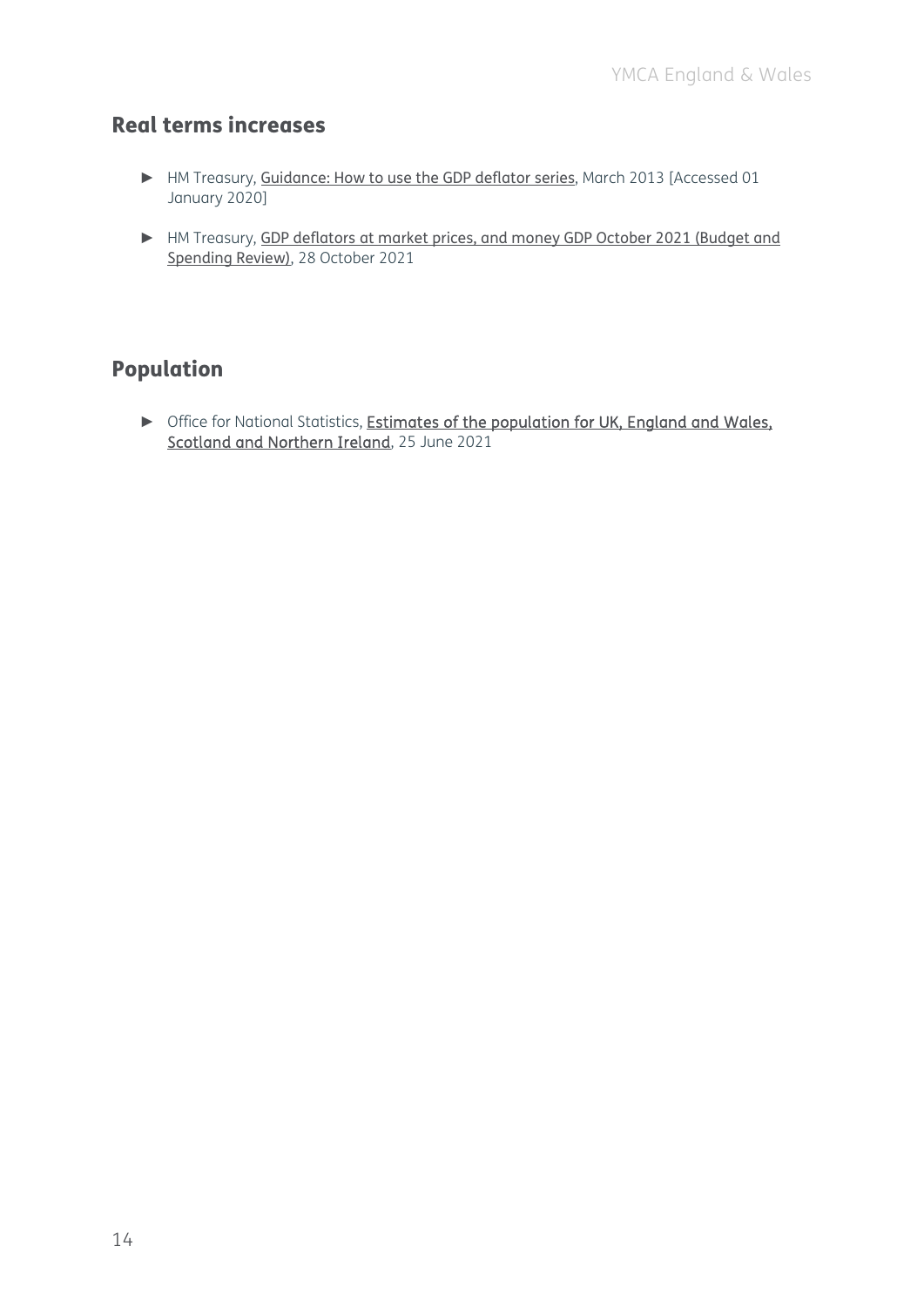## Real terms increases

- HM Treasury, Guidance: How to use the GDP deflator series, March 2013 [Accessed 01 January 2020]
- HM Treasury, GDP deflators at market prices, and money GDP October 2021 (Budget and Spending Review), 28 October 2021

## Population

- Office for National Statistics, Estimates of the population for UK, England and Wales, Scotland and Northern Ireland, 25 June 2021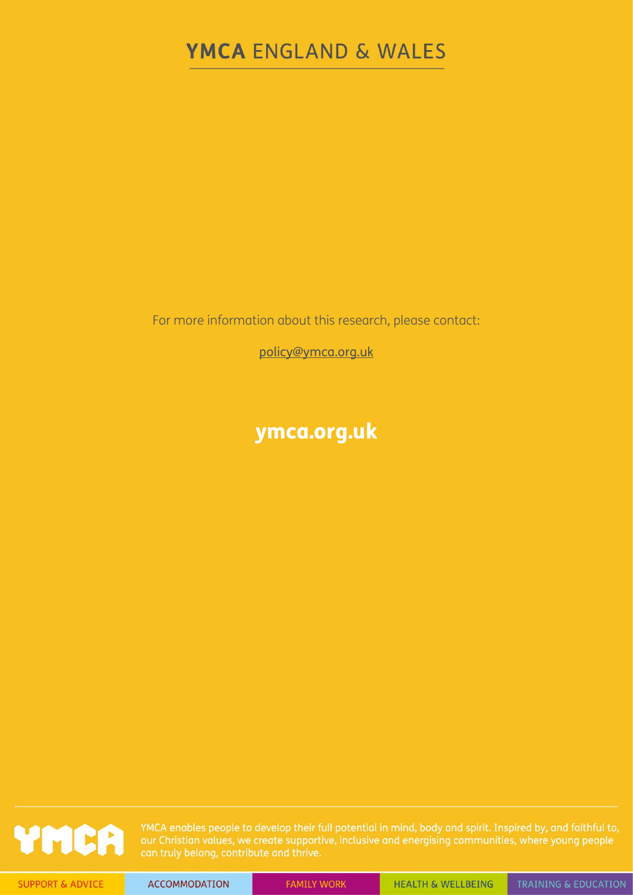YMCA ENGLAND & WALES

For more information about this research, please contact:

policy@ymca.org.uk

**ymca.org.uk**

YMCA enables people to develop their full potential in mind, body and spirit. Inspired by, and faithful to, our Christian values, we create supportive, inclusive and energising communities, where young people can truly belong, contribute and thrive.

SUPPORT & ADVICE | ACCOMMODATION | FAMILY WORK | HEALTH & WELLBEING | TRAINING & EDUCATION